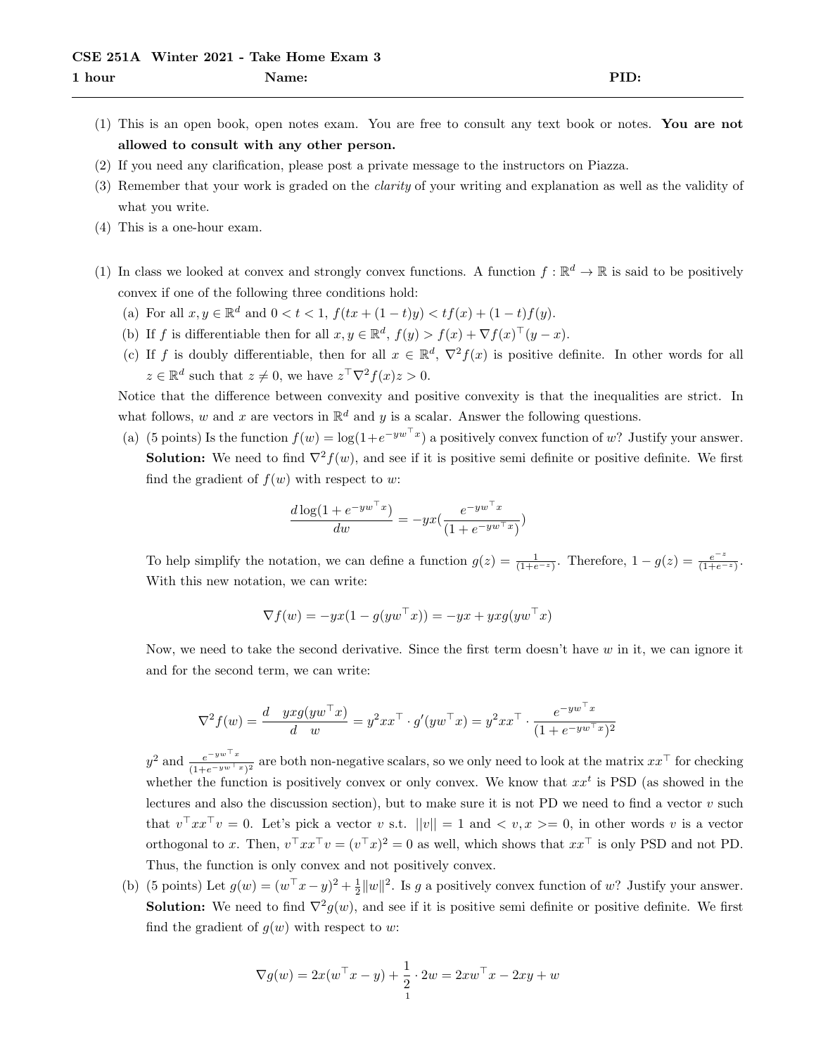**CSE 251A Winter 2021 - Take Home Exam 3**

**1 hour** **Name:** **PID:**

---

(1) This is an open book, open notes exam. You are free to consult any text book or notes. **You are not allowed to consult with any other person.**

(2) If you need any clarification, please post a private message to the instructors on Piazza.

(3) Remember that your work is graded on the *clarity* of your writing and explanation as well as the validity of what you write.

(4) This is a one-hour exam.

(1) In class we looked at convex and strongly convex functions. A function $f : \mathbb{R}^d \to \mathbb{R}$ is said to be positively convex if one of the following three conditions hold:

(a) For all $x, y \in \mathbb{R}^d$ and $0 < t < 1$, $f(tx + (1-t)y) < tf(x) + (1-t)f(y)$.

(b) If $f$ is differentiable then for all $x, y \in \mathbb{R}^d$, $f(y) > f(x) + \nabla f(x)^\top (y - x)$.

(c) If $f$ is doubly differentiable, then for all $x \in \mathbb{R}^d$, $\nabla^2 f(x)$ is positive definite. In other words for all $z \in \mathbb{R}^d$ such that $z \neq 0$, we have $z^\top \nabla^2 f(x) z > 0$.

Notice that the difference between convexity and positive convexity is that the inequalities are strict. In what follows, $w$ and $x$ are vectors in $\mathbb{R}^d$ and $y$ is a scalar. Answer the following questions.

(a) (5 points) Is the function $f(w) = \log(1+e^{-yw^\top x})$ a positively convex function of $w$? Justify your answer.

**Solution:** We need to find $\nabla^2 f(w)$, and see if it is positive semi definite or positive definite. We first find the gradient of $f(w)$ with respect to $w$:

$$\frac{d \log(1+e^{-yw^\top x})}{dw} = -yx\left(\frac{e^{-yw^\top x}}{(1+e^{-yw^\top x})}\right)$$

To help simplify the notation, we can define a function $g(z) = \frac{1}{(1+e^{-z})}$. Therefore, $1 - g(z) = \frac{e^{-z}}{(1+e^{-z})}$. With this new notation, we can write:

$$\nabla f(w) = -yx(1 - g(yw^\top x)) = -yx + yxg(yw^\top x)$$

Now, we need to take the second derivative. Since the first term doesn't have $w$ in it, we can ignore it and for the second term, we can write:

$$\nabla^2 f(w) = \frac{d \quad yxg(yw^\top x)}{d \quad w} = y^2 xx^\top \cdot g'(yw^\top x) = y^2 xx^\top \cdot \frac{e^{-yw^\top x}}{(1+e^{-yw^\top x})^2}$$

$y^2$ and $\frac{e^{-yw^\top x}}{(1+e^{-yw^\top x})^2}$ are both non-negative scalars, so we only need to look at the matrix $xx^\top$ for checking whether the function is positively convex or only convex. We know that $xx^t$ is PSD (as showed in the lectures and also the discussion section), but to make sure it is not PD we need to find a vector $v$ such that $v^\top xx^\top v = 0$. Let's pick a vector $v$ s.t. $||v|| = 1$ and $< v, x >= 0$, in other words $v$ is a vector orthogonal to $x$. Then, $v^\top xx^\top v = (v^\top x)^2 = 0$ as well, which shows that $xx^\top$ is only PSD and not PD. Thus, the function is only convex and not positively convex.

(b) (5 points) Let $g(w) = (w^\top x - y)^2 + \frac{1}{2}\|w\|^2$. Is $g$ a positively convex function of $w$? Justify your answer.

**Solution:** We need to find $\nabla^2 g(w)$, and see if it is positive semi definite or positive definite. We first find the gradient of $g(w)$ with respect to $w$:

$$\nabla g(w) = 2x(w^\top x - y) + \frac{1}{2} \cdot 2w = 2xw^\top x - 2xy + w$$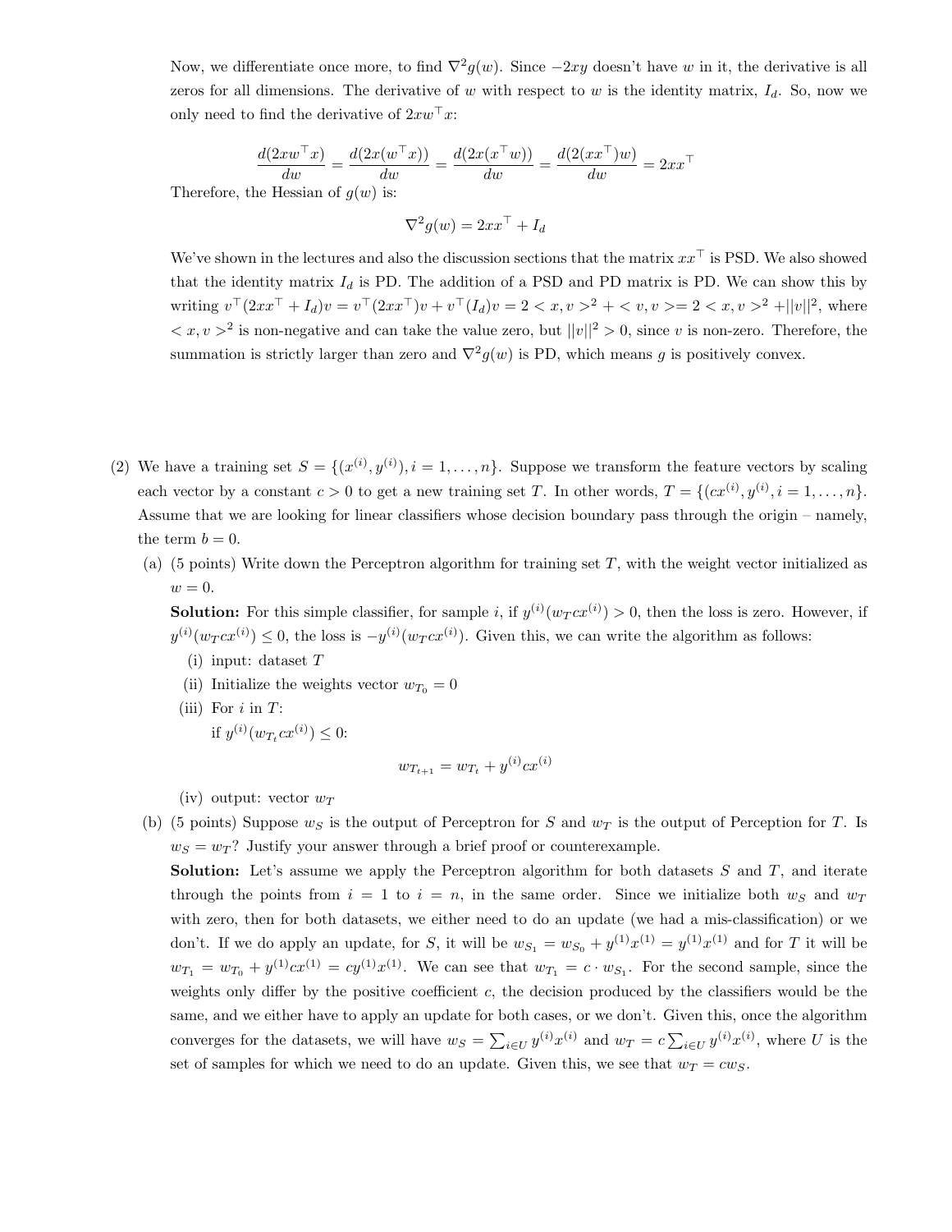Now, we differentiate once more, to find $\nabla^2 g(w)$. Since $-2xy$ doesn't have $w$ in it, the derivative is all zeros for all dimensions. The derivative of $w$ with respect to $w$ is the identity matrix, $I_d$. So, now we only need to find the derivative of $2xw^\top x$:

$$\frac{d(2xw^\top x)}{dw} = \frac{d(2x(w^\top x))}{dw} = \frac{d(2x(x^\top w))}{dw} = \frac{d(2(xx^\top)w)}{dw} = 2xx^\top$$

Therefore, the Hessian of $g(w)$ is:

$$\nabla^2 g(w) = 2xx^\top + I_d$$

We've shown in the lectures and also the discussion sections that the matrix $xx^\top$ is PSD. We also showed that the identity matrix $I_d$ is PD. The addition of a PSD and PD matrix is PD. We can show this by writing $v^\top(2xx^\top + I_d)v = v^\top(2xx^\top)v + v^\top(I_d)v = 2 < x, v >^2 + < v, v >= 2 < x, v >^2 + ||v||^2$, where $< x, v >^2$ is non-negative and can take the value zero, but $||v||^2 > 0$, since $v$ is non-zero. Therefore, the summation is strictly larger than zero and $\nabla^2 g(w)$ is PD, which means $g$ is positively convex.

(2) We have a training set $S = \{(x^{(i)}, y^{(i)}), i = 1, \ldots, n\}$. Suppose we transform the feature vectors by scaling each vector by a constant $c > 0$ to get a new training set $T$. In other words, $T = \{(cx^{(i)}, y^{(i)}, i = 1, \ldots, n\}$. Assume that we are looking for linear classifiers whose decision boundary pass through the origin – namely, the term $b = 0$.

(a) (5 points) Write down the Perceptron algorithm for training set $T$, with the weight vector initialized as $w = 0$.

**Solution:** For this simple classifier, for sample $i$, if $y^{(i)}(w_T cx^{(i)}) > 0$, then the loss is zero. However, if $y^{(i)}(w_T cx^{(i)}) \leq 0$, the loss is $-y^{(i)}(w_T cx^{(i)})$. Given this, we can write the algorithm as follows:

(i) input: dataset $T$

(ii) Initialize the weights vector $w_{T_0} = 0$

(iii) For $i$ in $T$:
if $y^{(i)}(w_{T_t} cx^{(i)}) \leq 0$:

$$w_{T_{t+1}} = w_{T_t} + y^{(i)} cx^{(i)}$$

(iv) output: vector $w_T$

(b) (5 points) Suppose $w_S$ is the output of Perceptron for $S$ and $w_T$ is the output of Perception for $T$. Is $w_S = w_T$? Justify your answer through a brief proof or counterexample.

**Solution:** Let's assume we apply the Perceptron algorithm for both datasets $S$ and $T$, and iterate through the points from $i = 1$ to $i = n$, in the same order. Since we initialize both $w_S$ and $w_T$ with zero, then for both datasets, we either need to do an update (we had a mis-classification) or we don't. If we do apply an update, for $S$, it will be $w_{S_1} = w_{S_0} + y^{(1)}x^{(1)} = y^{(1)}x^{(1)}$ and for $T$ it will be $w_{T_1} = w_{T_0} + y^{(1)}cx^{(1)} = cy^{(1)}x^{(1)}$. We can see that $w_{T_1} = c \cdot w_{S_1}$. For the second sample, since the weights only differ by the positive coefficient $c$, the decision produced by the classifiers would be the same, and we either have to apply an update for both cases, or we don't. Given this, once the algorithm converges for the datasets, we will have $w_S = \sum_{i \in U} y^{(i)}x^{(i)}$ and $w_T = c\sum_{i \in U} y^{(i)}x^{(i)}$, where $U$ is the set of samples for which we need to do an update. Given this, we see that $w_T = cw_S$.